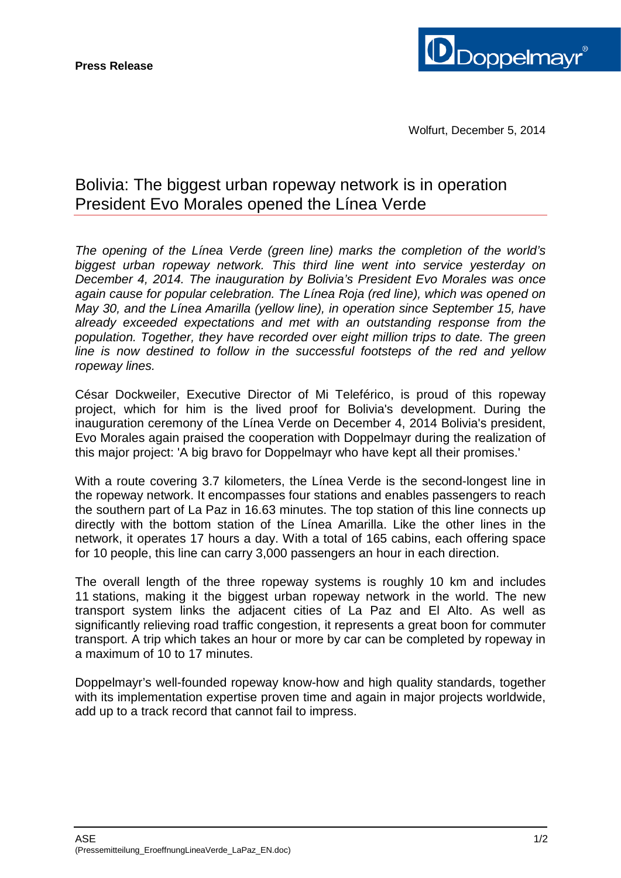**Press Release**

Wolfurt, December 5, 2014

# Bolivia: The biggest urban ropeway network is in operation
## President Evo Morales opened the Línea Verde

*The opening of the Línea Verde (green line) marks the completion of the world's biggest urban ropeway network. This third line went into service yesterday on December 4, 2014. The inauguration by Bolivia's President Evo Morales was once again cause for popular celebration. The Línea Roja (red line), which was opened on May 30, and the Línea Amarilla (yellow line), in operation since September 15, have already exceeded expectations and met with an outstanding response from the population. Together, they have recorded over eight million trips to date. The green line is now destined to follow in the successful footsteps of the red and yellow ropeway lines.*

César Dockweiler, Executive Director of Mi Teleférico, is proud of this ropeway project, which for him is the lived proof for Bolivia's development. During the inauguration ceremony of the Línea Verde on December 4, 2014 Bolivia's president, Evo Morales again praised the cooperation with Doppelmayr during the realization of this major project: 'A big bravo for Doppelmayr who have kept all their promises.'

With a route covering 3.7 kilometers, the Línea Verde is the second-longest line in the ropeway network. It encompasses four stations and enables passengers to reach the southern part of La Paz in 16.63 minutes. The top station of this line connects up directly with the bottom station of the Línea Amarilla. Like the other lines in the network, it operates 17 hours a day. With a total of 165 cabins, each offering space for 10 people, this line can carry 3,000 passengers an hour in each direction.

The overall length of the three ropeway systems is roughly 10 km and includes 11 stations, making it the biggest urban ropeway network in the world. The new transport system links the adjacent cities of La Paz and El Alto. As well as significantly relieving road traffic congestion, it represents a great boon for commuter transport. A trip which takes an hour or more by car can be completed by ropeway in a maximum of 10 to 17 minutes.

Doppelmayr's well-founded ropeway know-how and high quality standards, together with its implementation expertise proven time and again in major projects worldwide, add up to a track record that cannot fail to impress.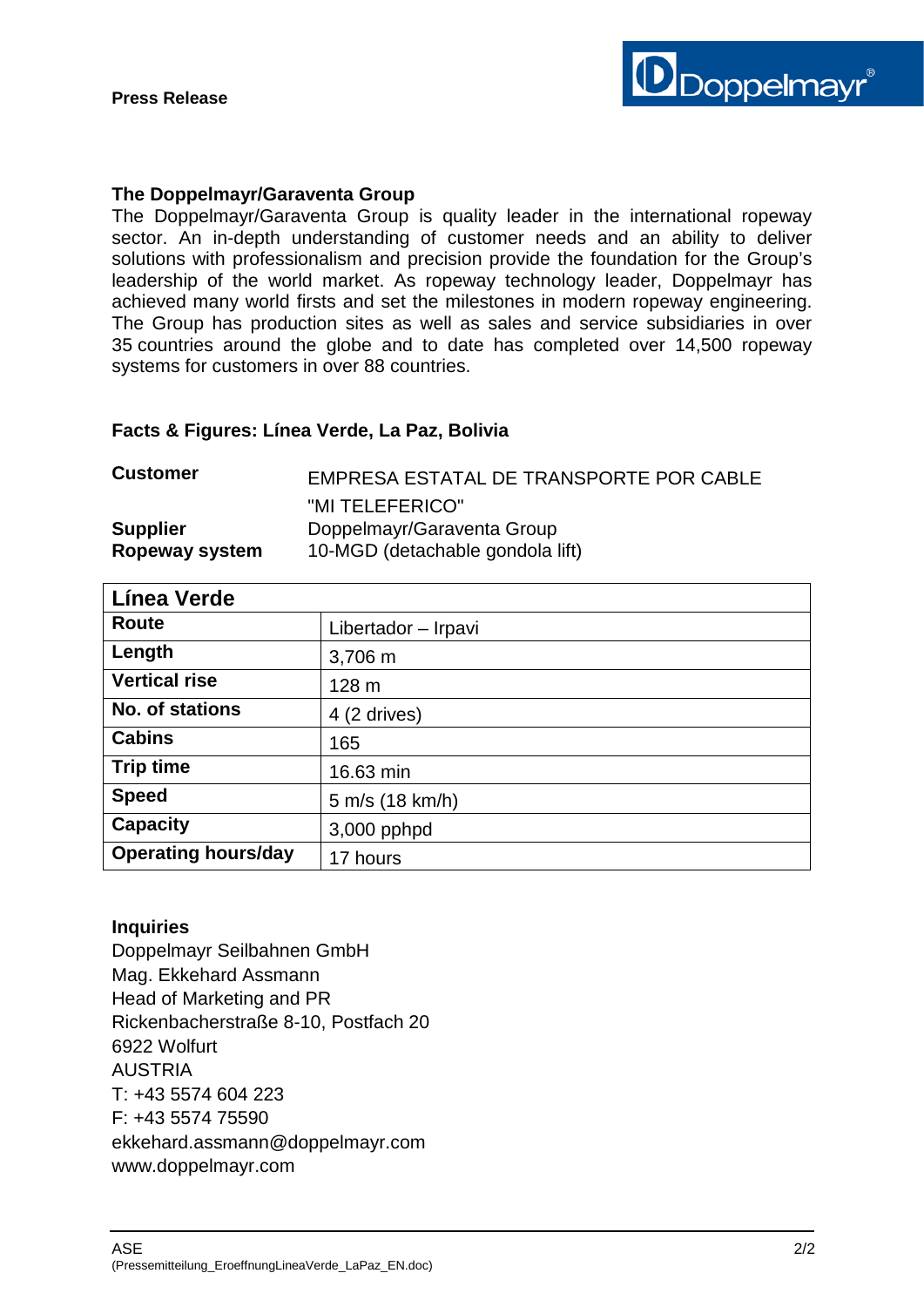**Press Release**

### The Doppelmayr/Garaventa Group

The Doppelmayr/Garaventa Group is quality leader in the international ropeway sector. An in-depth understanding of customer needs and an ability to deliver solutions with professionalism and precision provide the foundation for the Group's leadership of the world market. As ropeway technology leader, Doppelmayr has achieved many world firsts and set the milestones in modern ropeway engineering. The Group has production sites as well as sales and service subsidiaries in over 35 countries around the globe and to date has completed over 14,500 ropeway systems for customers in over 88 countries.

### Facts & Figures: Línea Verde, La Paz, Bolivia

| | |
|---|---|
| **Customer** | EMPRESA ESTATAL DE TRANSPORTE POR CABLE "MI TELEFERICO" |
| **Supplier** | Doppelmayr/Garaventa Group |
| **Ropeway system** | 10-MGD (detachable gondola lift) |

| **Línea Verde** | |
|---|---|
| **Route** | Libertador – Irpavi |
| **Length** | 3,706 m |
| **Vertical rise** | 128 m |
| **No. of stations** | 4 (2 drives) |
| **Cabins** | 165 |
| **Trip time** | 16.63 min |
| **Speed** | 5 m/s (18 km/h) |
| **Capacity** | 3,000 pphpd |
| **Operating hours/day** | 17 hours |

### Inquiries

Doppelmayr Seilbahnen GmbH
Mag. Ekkehard Assmann
Head of Marketing and PR
Rickenbacherstraße 8-10, Postfach 20
6922 Wolfurt
AUSTRIA
T: +43 5574 604 223
F: +43 5574 75590
ekkehard.assmann@doppelmayr.com
www.doppelmayr.com